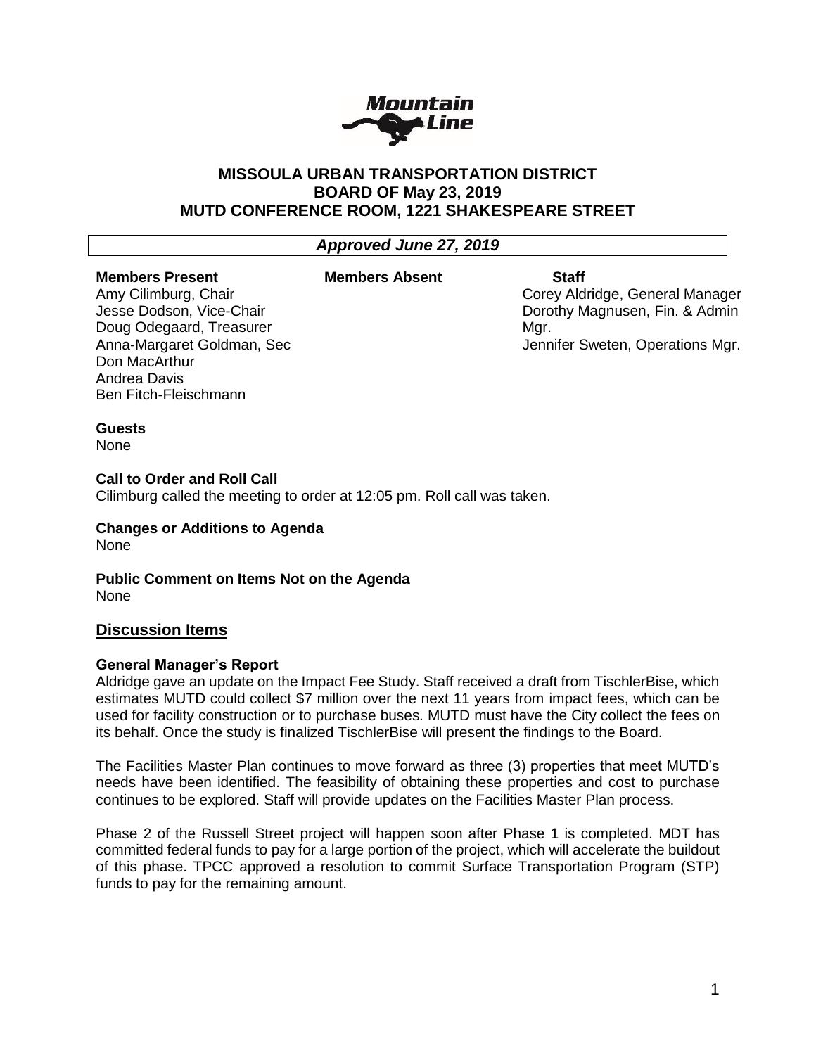# MISSOULA URBAN TRANSPORTATION DISTRICT
## BOARD OF May 23, 2019
## MUTD CONFERENCE ROOM, 1221 SHAKESPEARE STREET

***Approved June 27, 2019***

| Members Present | Members Absent | Staff |
|---|---|---|
| Amy Cilimburg, Chair | | Corey Aldridge, General Manager |
| Jesse Dodson, Vice-Chair | | Dorothy Magnusen, Fin. & Admin Mgr. |
| Doug Odegaard, Treasurer | | Jennifer Sweten, Operations Mgr. |
| Anna-Margaret Goldman, Sec | | |
| Don MacArthur | | |
| Andrea Davis | | |
| Ben Fitch-Fleischmann | | |

**Guests**
None

**Call to Order and Roll Call**
Cilimburg called the meeting to order at 12:05 pm. Roll call was taken.

**Changes or Additions to Agenda**
None

**Public Comment on Items Not on the Agenda**
None

## Discussion Items

### General Manager's Report

Aldridge gave an update on the Impact Fee Study. Staff received a draft from TischlerBise, which estimates MUTD could collect $7 million over the next 11 years from impact fees, which can be used for facility construction or to purchase buses. MUTD must have the City collect the fees on its behalf. Once the study is finalized TischlerBise will present the findings to the Board.

The Facilities Master Plan continues to move forward as three (3) properties that meet MUTD's needs have been identified. The feasibility of obtaining these properties and cost to purchase continues to be explored. Staff will provide updates on the Facilities Master Plan process.

Phase 2 of the Russell Street project will happen soon after Phase 1 is completed. MDT has committed federal funds to pay for a large portion of the project, which will accelerate the buildout of this phase. TPCC approved a resolution to commit Surface Transportation Program (STP) funds to pay for the remaining amount.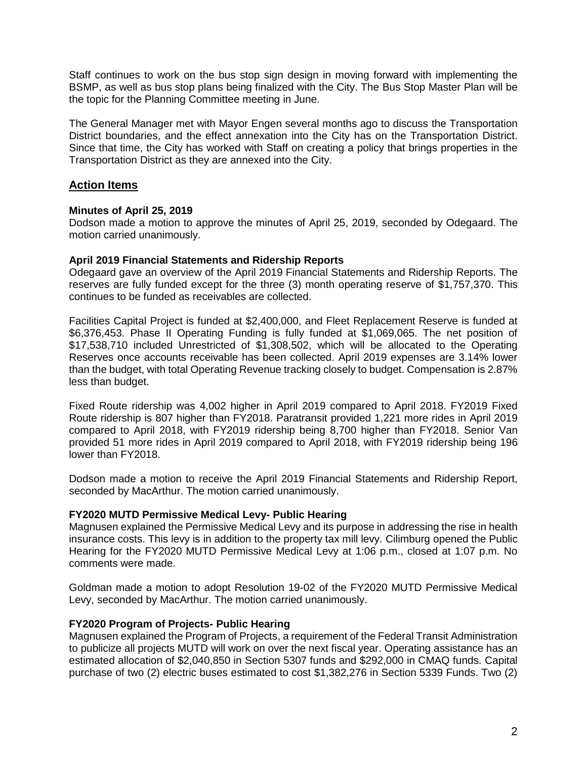Staff continues to work on the bus stop sign design in moving forward with implementing the BSMP, as well as bus stop plans being finalized with the City. The Bus Stop Master Plan will be the topic for the Planning Committee meeting in June.

The General Manager met with Mayor Engen several months ago to discuss the Transportation District boundaries, and the effect annexation into the City has on the Transportation District. Since that time, the City has worked with Staff on creating a policy that brings properties in the Transportation District as they are annexed into the City.

## Action Items

**Minutes of April 25, 2019**
Dodson made a motion to approve the minutes of April 25, 2019, seconded by Odegaard. The motion carried unanimously.

**April 2019 Financial Statements and Ridership Reports**
Odegaard gave an overview of the April 2019 Financial Statements and Ridership Reports. The reserves are fully funded except for the three (3) month operating reserve of $1,757,370. This continues to be funded as receivables are collected.

Facilities Capital Project is funded at $2,400,000, and Fleet Replacement Reserve is funded at $6,376,453. Phase II Operating Funding is fully funded at $1,069,065. The net position of $17,538,710 included Unrestricted of $1,308,502, which will be allocated to the Operating Reserves once accounts receivable has been collected. April 2019 expenses are 3.14% lower than the budget, with total Operating Revenue tracking closely to budget. Compensation is 2.87% less than budget.

Fixed Route ridership was 4,002 higher in April 2019 compared to April 2018. FY2019 Fixed Route ridership is 807 higher than FY2018. Paratransit provided 1,221 more rides in April 2019 compared to April 2018, with FY2019 ridership being 8,700 higher than FY2018. Senior Van provided 51 more rides in April 2019 compared to April 2018, with FY2019 ridership being 196 lower than FY2018.

Dodson made a motion to receive the April 2019 Financial Statements and Ridership Report, seconded by MacArthur. The motion carried unanimously.

**FY2020 MUTD Permissive Medical Levy- Public Hearing**
Magnusen explained the Permissive Medical Levy and its purpose in addressing the rise in health insurance costs. This levy is in addition to the property tax mill levy. Cilimburg opened the Public Hearing for the FY2020 MUTD Permissive Medical Levy at 1:06 p.m., closed at 1:07 p.m. No comments were made.

Goldman made a motion to adopt Resolution 19-02 of the FY2020 MUTD Permissive Medical Levy, seconded by MacArthur. The motion carried unanimously.

**FY2020 Program of Projects- Public Hearing**
Magnusen explained the Program of Projects, a requirement of the Federal Transit Administration to publicize all projects MUTD will work on over the next fiscal year. Operating assistance has an estimated allocation of $2,040,850 in Section 5307 funds and $292,000 in CMAQ funds. Capital purchase of two (2) electric buses estimated to cost $1,382,276 in Section 5339 Funds. Two (2)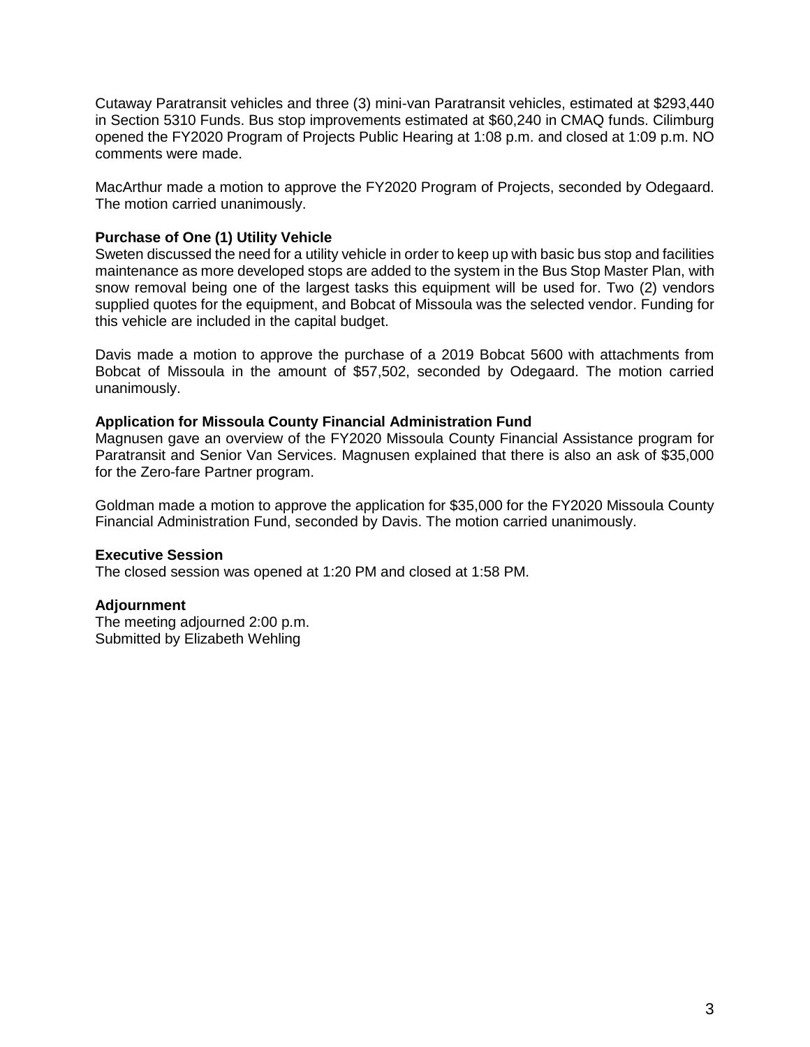Cutaway Paratransit vehicles and three (3) mini-van Paratransit vehicles, estimated at $293,440 in Section 5310 Funds. Bus stop improvements estimated at $60,240 in CMAQ funds. Cilimburg opened the FY2020 Program of Projects Public Hearing at 1:08 p.m. and closed at 1:09 p.m. NO comments were made.

MacArthur made a motion to approve the FY2020 Program of Projects, seconded by Odegaard. The motion carried unanimously.

**Purchase of One (1) Utility Vehicle**
Sweten discussed the need for a utility vehicle in order to keep up with basic bus stop and facilities maintenance as more developed stops are added to the system in the Bus Stop Master Plan, with snow removal being one of the largest tasks this equipment will be used for. Two (2) vendors supplied quotes for the equipment, and Bobcat of Missoula was the selected vendor. Funding for this vehicle are included in the capital budget.

Davis made a motion to approve the purchase of a 2019 Bobcat 5600 with attachments from Bobcat of Missoula in the amount of $57,502, seconded by Odegaard. The motion carried unanimously.

**Application for Missoula County Financial Administration Fund**
Magnusen gave an overview of the FY2020 Missoula County Financial Assistance program for Paratransit and Senior Van Services. Magnusen explained that there is also an ask of $35,000 for the Zero-fare Partner program.

Goldman made a motion to approve the application for $35,000 for the FY2020 Missoula County Financial Administration Fund, seconded by Davis. The motion carried unanimously.

**Executive Session**
The closed session was opened at 1:20 PM and closed at 1:58 PM.

**Adjournment**
The meeting adjourned 2:00 p.m.
Submitted by Elizabeth Wehling